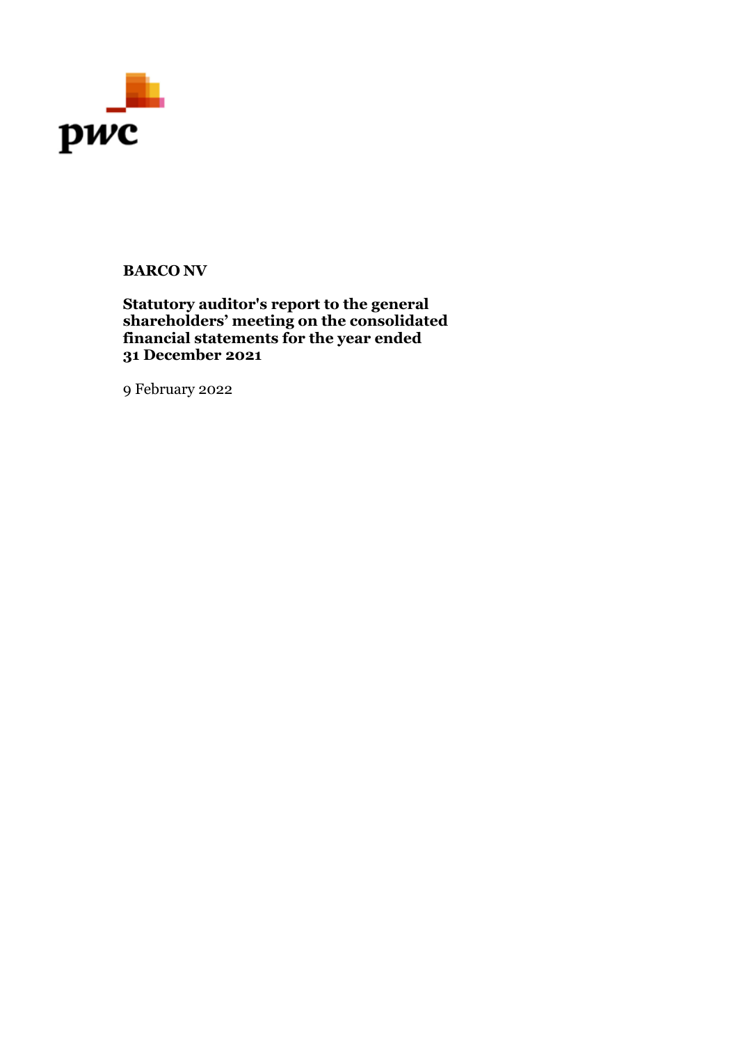pwc

**BARCO NV**

**Statutory auditor's report to the general shareholders' meeting on the consolidated financial statements for the year ended 31 December 2021**

9 February 2022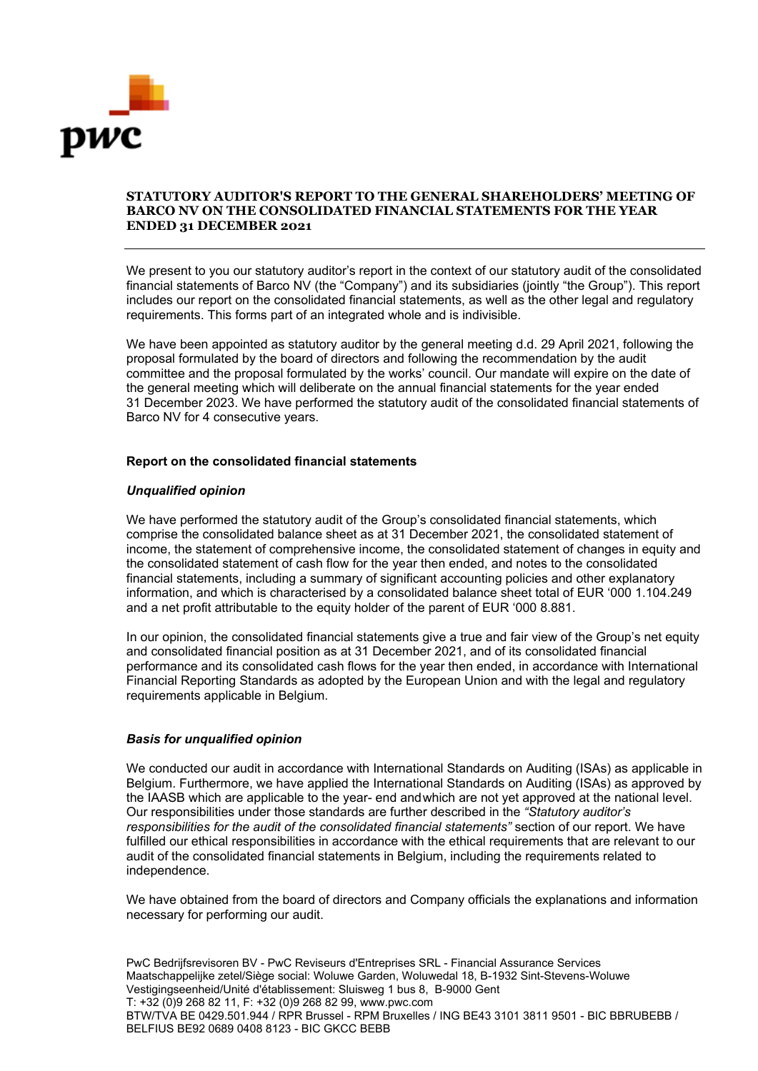**STATUTORY AUDITOR'S REPORT TO THE GENERAL SHAREHOLDERS' MEETING OF BARCO NV ON THE CONSOLIDATED FINANCIAL STATEMENTS FOR THE YEAR ENDED 31 DECEMBER 2021**

---

We present to you our statutory auditor's report in the context of our statutory audit of the consolidated financial statements of Barco NV (the "Company") and its subsidiaries (jointly "the Group"). This report includes our report on the consolidated financial statements, as well as the other legal and regulatory requirements. This forms part of an integrated whole and is indivisible.

We have been appointed as statutory auditor by the general meeting d.d. 29 April 2021, following the proposal formulated by the board of directors and following the recommendation by the audit committee and the proposal formulated by the works' council. Our mandate will expire on the date of the general meeting which will deliberate on the annual financial statements for the year ended 31 December 2023. We have performed the statutory audit of the consolidated financial statements of Barco NV for 4 consecutive years.

**Report on the consolidated financial statements**

***Unqualified opinion***

We have performed the statutory audit of the Group's consolidated financial statements, which comprise the consolidated balance sheet as at 31 December 2021, the consolidated statement of income, the statement of comprehensive income, the consolidated statement of changes in equity and the consolidated statement of cash flow for the year then ended, and notes to the consolidated financial statements, including a summary of significant accounting policies and other explanatory information, and which is characterised by a consolidated balance sheet total of EUR '000 1.104.249 and a net profit attributable to the equity holder of the parent of EUR '000 8.881.

In our opinion, the consolidated financial statements give a true and fair view of the Group's net equity and consolidated financial position as at 31 December 2021, and of its consolidated financial performance and its consolidated cash flows for the year then ended, in accordance with International Financial Reporting Standards as adopted by the European Union and with the legal and regulatory requirements applicable in Belgium.

***Basis for unqualified opinion***

We conducted our audit in accordance with International Standards on Auditing (ISAs) as applicable in Belgium. Furthermore, we have applied the International Standards on Auditing (ISAs) as approved by the IAASB which are applicable to the year- end andwhich are not yet approved at the national level. Our responsibilities under those standards are further described in the *"Statutory auditor's responsibilities for the audit of the consolidated financial statements"* section of our report. We have fulfilled our ethical responsibilities in accordance with the ethical requirements that are relevant to our audit of the consolidated financial statements in Belgium, including the requirements related to independence.

We have obtained from the board of directors and Company officials the explanations and information necessary for performing our audit.

PwC Bedrijfsrevisoren BV - PwC Reviseurs d'Entreprises SRL - Financial Assurance Services
Maatschappelijke zetel/Siège social: Woluwe Garden, Woluwedal 18, B-1932 Sint-Stevens-Woluwe
Vestigingseenheid/Unité d'établissement: Sluisweg 1 bus 8, B-9000 Gent
T: +32 (0)9 268 82 11, F: +32 (0)9 268 82 99, www.pwc.com
BTW/TVA BE 0429.501.944 / RPR Brussel - RPM Bruxelles / ING BE43 3101 3811 9501 - BIC BBRUBEBB / BELFIUS BE92 0689 0408 8123 - BIC GKCC BEBB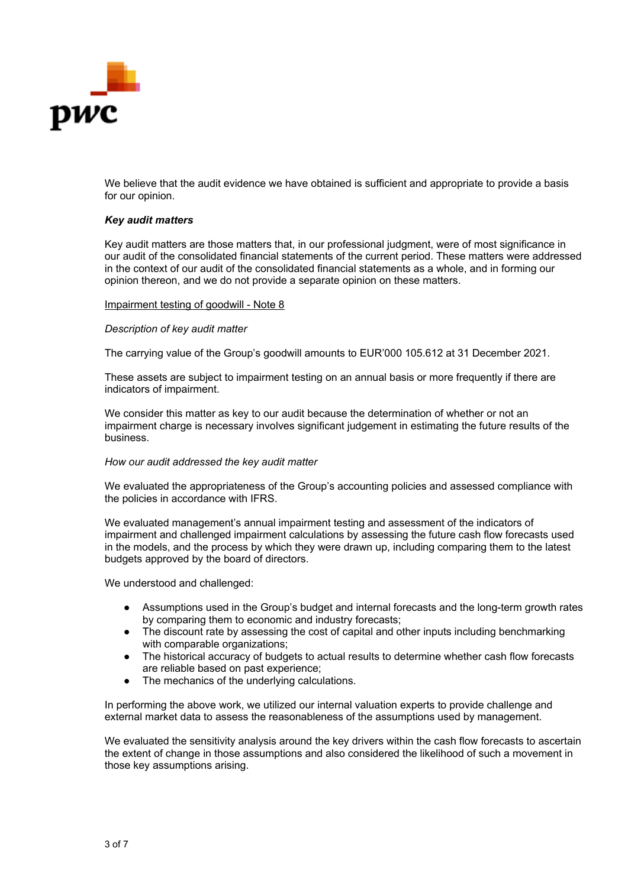We believe that the audit evidence we have obtained is sufficient and appropriate to provide a basis for our opinion.

***Key audit matters***

Key audit matters are those matters that, in our professional judgment, were of most significance in our audit of the consolidated financial statements of the current period. These matters were addressed in the context of our audit of the consolidated financial statements as a whole, and in forming our opinion thereon, and we do not provide a separate opinion on these matters.

<u>Impairment testing of goodwill - Note 8</u>

*Description of key audit matter*

The carrying value of the Group's goodwill amounts to EUR'000 105.612 at 31 December 2021.

These assets are subject to impairment testing on an annual basis or more frequently if there are indicators of impairment.

We consider this matter as key to our audit because the determination of whether or not an impairment charge is necessary involves significant judgement in estimating the future results of the business.

*How our audit addressed the key audit matter*

We evaluated the appropriateness of the Group's accounting policies and assessed compliance with the policies in accordance with IFRS.

We evaluated management's annual impairment testing and assessment of the indicators of impairment and challenged impairment calculations by assessing the future cash flow forecasts used in the models, and the process by which they were drawn up, including comparing them to the latest budgets approved by the board of directors.

We understood and challenged:

- Assumptions used in the Group's budget and internal forecasts and the long-term growth rates by comparing them to economic and industry forecasts;
- The discount rate by assessing the cost of capital and other inputs including benchmarking with comparable organizations;
- The historical accuracy of budgets to actual results to determine whether cash flow forecasts are reliable based on past experience;
- The mechanics of the underlying calculations.

In performing the above work, we utilized our internal valuation experts to provide challenge and external market data to assess the reasonableness of the assumptions used by management.

We evaluated the sensitivity analysis around the key drivers within the cash flow forecasts to ascertain the extent of change in those assumptions and also considered the likelihood of such a movement in those key assumptions arising.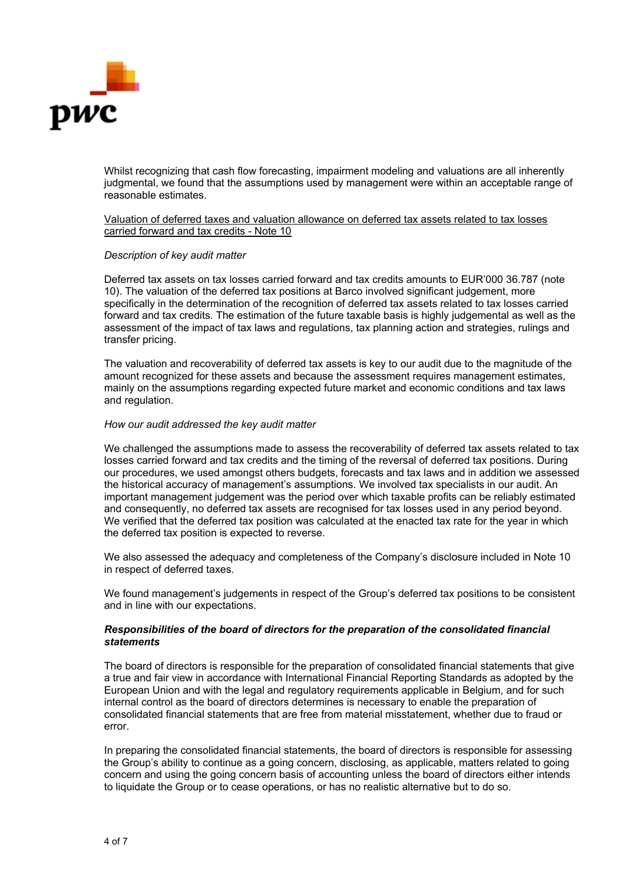Whilst recognizing that cash flow forecasting, impairment modeling and valuations are all inherently judgmental, we found that the assumptions used by management were within an acceptable range of reasonable estimates.

<u>Valuation of deferred taxes and valuation allowance on deferred tax assets related to tax losses carried forward and tax credits - Note 10</u>

*Description of key audit matter*

Deferred tax assets on tax losses carried forward and tax credits amounts to EUR'000 36.787 (note 10). The valuation of the deferred tax positions at Barco involved significant judgement, more specifically in the determination of the recognition of deferred tax assets related to tax losses carried forward and tax credits. The estimation of the future taxable basis is highly judgemental as well as the assessment of the impact of tax laws and regulations, tax planning action and strategies, rulings and transfer pricing.

The valuation and recoverability of deferred tax assets is key to our audit due to the magnitude of the amount recognized for these assets and because the assessment requires management estimates, mainly on the assumptions regarding expected future market and economic conditions and tax laws and regulation.

*How our audit addressed the key audit matter*

We challenged the assumptions made to assess the recoverability of deferred tax assets related to tax losses carried forward and tax credits and the timing of the reversal of deferred tax positions. During our procedures, we used amongst others budgets, forecasts and tax laws and in addition we assessed the historical accuracy of management's assumptions. We involved tax specialists in our audit. An important management judgement was the period over which taxable profits can be reliably estimated and consequently, no deferred tax assets are recognised for tax losses used in any period beyond. We verified that the deferred tax position was calculated at the enacted tax rate for the year in which the deferred tax position is expected to reverse.

We also assessed the adequacy and completeness of the Company's disclosure included in Note 10 in respect of deferred taxes.

We found management's judgements in respect of the Group's deferred tax positions to be consistent and in line with our expectations.

***Responsibilities of the board of directors for the preparation of the consolidated financial statements***

The board of directors is responsible for the preparation of consolidated financial statements that give a true and fair view in accordance with International Financial Reporting Standards as adopted by the European Union and with the legal and regulatory requirements applicable in Belgium, and for such internal control as the board of directors determines is necessary to enable the preparation of consolidated financial statements that are free from material misstatement, whether due to fraud or error.

In preparing the consolidated financial statements, the board of directors is responsible for assessing the Group's ability to continue as a going concern, disclosing, as applicable, matters related to going concern and using the going concern basis of accounting unless the board of directors either intends to liquidate the Group or to cease operations, or has no realistic alternative but to do so.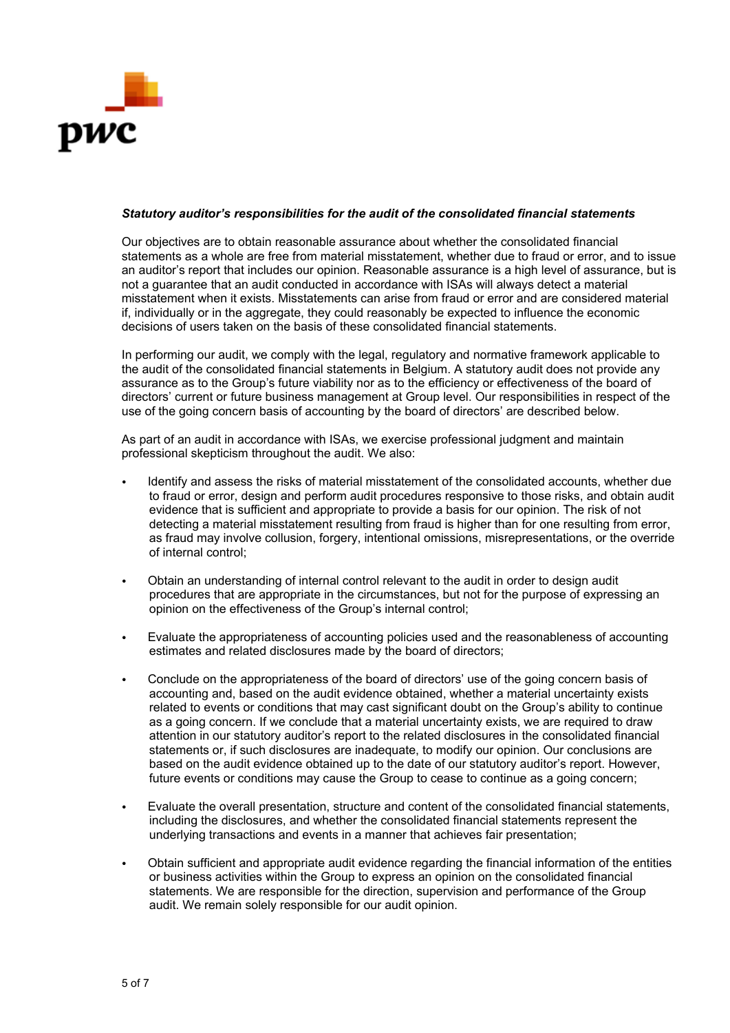***Statutory auditor's responsibilities for the audit of the consolidated financial statements***

Our objectives are to obtain reasonable assurance about whether the consolidated financial statements as a whole are free from material misstatement, whether due to fraud or error, and to issue an auditor's report that includes our opinion. Reasonable assurance is a high level of assurance, but is not a guarantee that an audit conducted in accordance with ISAs will always detect a material misstatement when it exists. Misstatements can arise from fraud or error and are considered material if, individually or in the aggregate, they could reasonably be expected to influence the economic decisions of users taken on the basis of these consolidated financial statements.

In performing our audit, we comply with the legal, regulatory and normative framework applicable to the audit of the consolidated financial statements in Belgium. A statutory audit does not provide any assurance as to the Group's future viability nor as to the efficiency or effectiveness of the board of directors' current or future business management at Group level. Our responsibilities in respect of the use of the going concern basis of accounting by the board of directors' are described below.

As part of an audit in accordance with ISAs, we exercise professional judgment and maintain professional skepticism throughout the audit. We also:

- Identify and assess the risks of material misstatement of the consolidated accounts, whether due to fraud or error, design and perform audit procedures responsive to those risks, and obtain audit evidence that is sufficient and appropriate to provide a basis for our opinion. The risk of not detecting a material misstatement resulting from fraud is higher than for one resulting from error, as fraud may involve collusion, forgery, intentional omissions, misrepresentations, or the override of internal control;

- Obtain an understanding of internal control relevant to the audit in order to design audit procedures that are appropriate in the circumstances, but not for the purpose of expressing an opinion on the effectiveness of the Group's internal control;

- Evaluate the appropriateness of accounting policies used and the reasonableness of accounting estimates and related disclosures made by the board of directors;

- Conclude on the appropriateness of the board of directors' use of the going concern basis of accounting and, based on the audit evidence obtained, whether a material uncertainty exists related to events or conditions that may cast significant doubt on the Group's ability to continue as a going concern. If we conclude that a material uncertainty exists, we are required to draw attention in our statutory auditor's report to the related disclosures in the consolidated financial statements or, if such disclosures are inadequate, to modify our opinion. Our conclusions are based on the audit evidence obtained up to the date of our statutory auditor's report. However, future events or conditions may cause the Group to cease to continue as a going concern;

- Evaluate the overall presentation, structure and content of the consolidated financial statements, including the disclosures, and whether the consolidated financial statements represent the underlying transactions and events in a manner that achieves fair presentation;

- Obtain sufficient and appropriate audit evidence regarding the financial information of the entities or business activities within the Group to express an opinion on the consolidated financial statements. We are responsible for the direction, supervision and performance of the Group audit. We remain solely responsible for our audit opinion.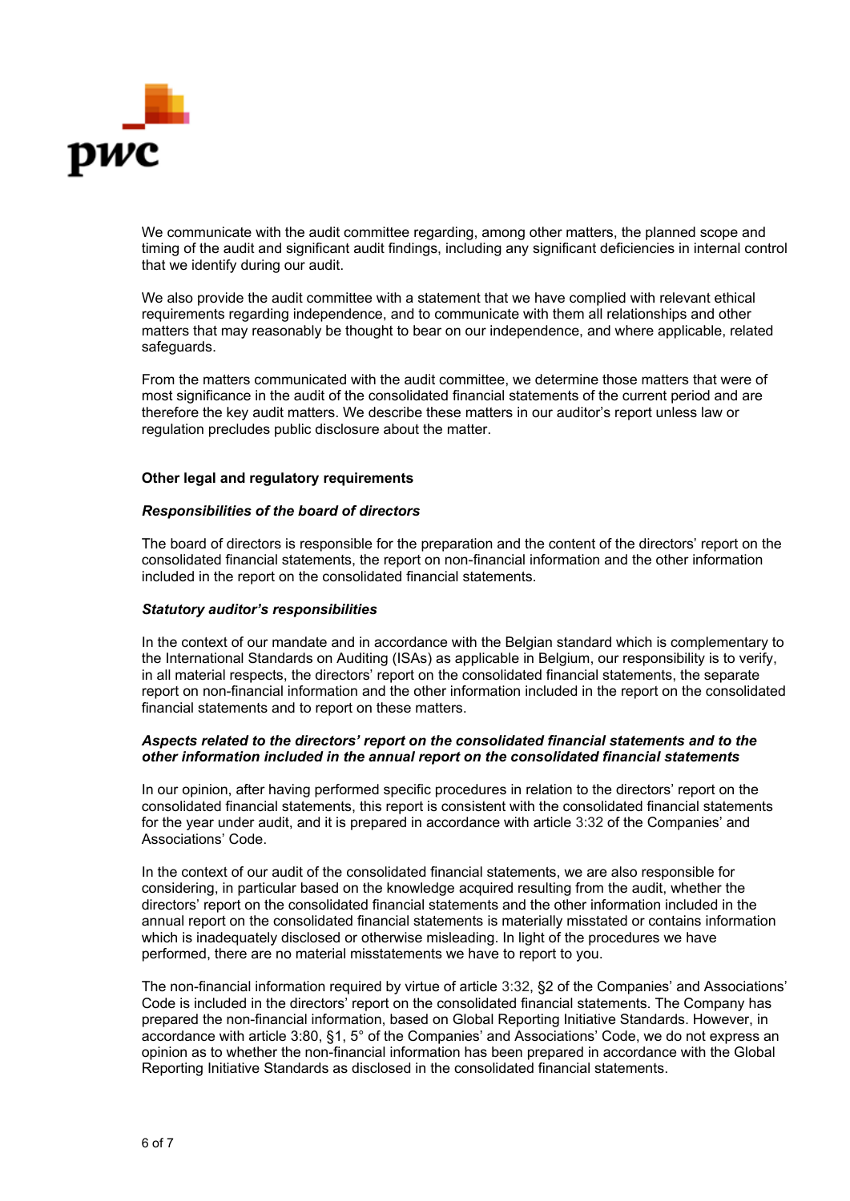We communicate with the audit committee regarding, among other matters, the planned scope and timing of the audit and significant audit findings, including any significant deficiencies in internal control that we identify during our audit.

We also provide the audit committee with a statement that we have complied with relevant ethical requirements regarding independence, and to communicate with them all relationships and other matters that may reasonably be thought to bear on our independence, and where applicable, related safeguards.

From the matters communicated with the audit committee, we determine those matters that were of most significance in the audit of the consolidated financial statements of the current period and are therefore the key audit matters. We describe these matters in our auditor's report unless law or regulation precludes public disclosure about the matter.

## Other legal and regulatory requirements

### *Responsibilities of the board of directors*

The board of directors is responsible for the preparation and the content of the directors' report on the consolidated financial statements, the report on non-financial information and the other information included in the report on the consolidated financial statements.

### *Statutory auditor's responsibilities*

In the context of our mandate and in accordance with the Belgian standard which is complementary to the International Standards on Auditing (ISAs) as applicable in Belgium, our responsibility is to verify, in all material respects, the directors' report on the consolidated financial statements, the separate report on non-financial information and the other information included in the report on the consolidated financial statements and to report on these matters.

### *Aspects related to the directors' report on the consolidated financial statements and to the other information included in the annual report on the consolidated financial statements*

In our opinion, after having performed specific procedures in relation to the directors' report on the consolidated financial statements, this report is consistent with the consolidated financial statements for the year under audit, and it is prepared in accordance with article 3:32 of the Companies' and Associations' Code.

In the context of our audit of the consolidated financial statements, we are also responsible for considering, in particular based on the knowledge acquired resulting from the audit, whether the directors' report on the consolidated financial statements and the other information included in the annual report on the consolidated financial statements is materially misstated or contains information which is inadequately disclosed or otherwise misleading. In light of the procedures we have performed, there are no material misstatements we have to report to you.

The non-financial information required by virtue of article 3:32, §2 of the Companies' and Associations' Code is included in the directors' report on the consolidated financial statements. The Company has prepared the non-financial information, based on Global Reporting Initiative Standards. However, in accordance with article 3:80, §1, 5° of the Companies' and Associations' Code, we do not express an opinion as to whether the non-financial information has been prepared in accordance with the Global Reporting Initiative Standards as disclosed in the consolidated financial statements.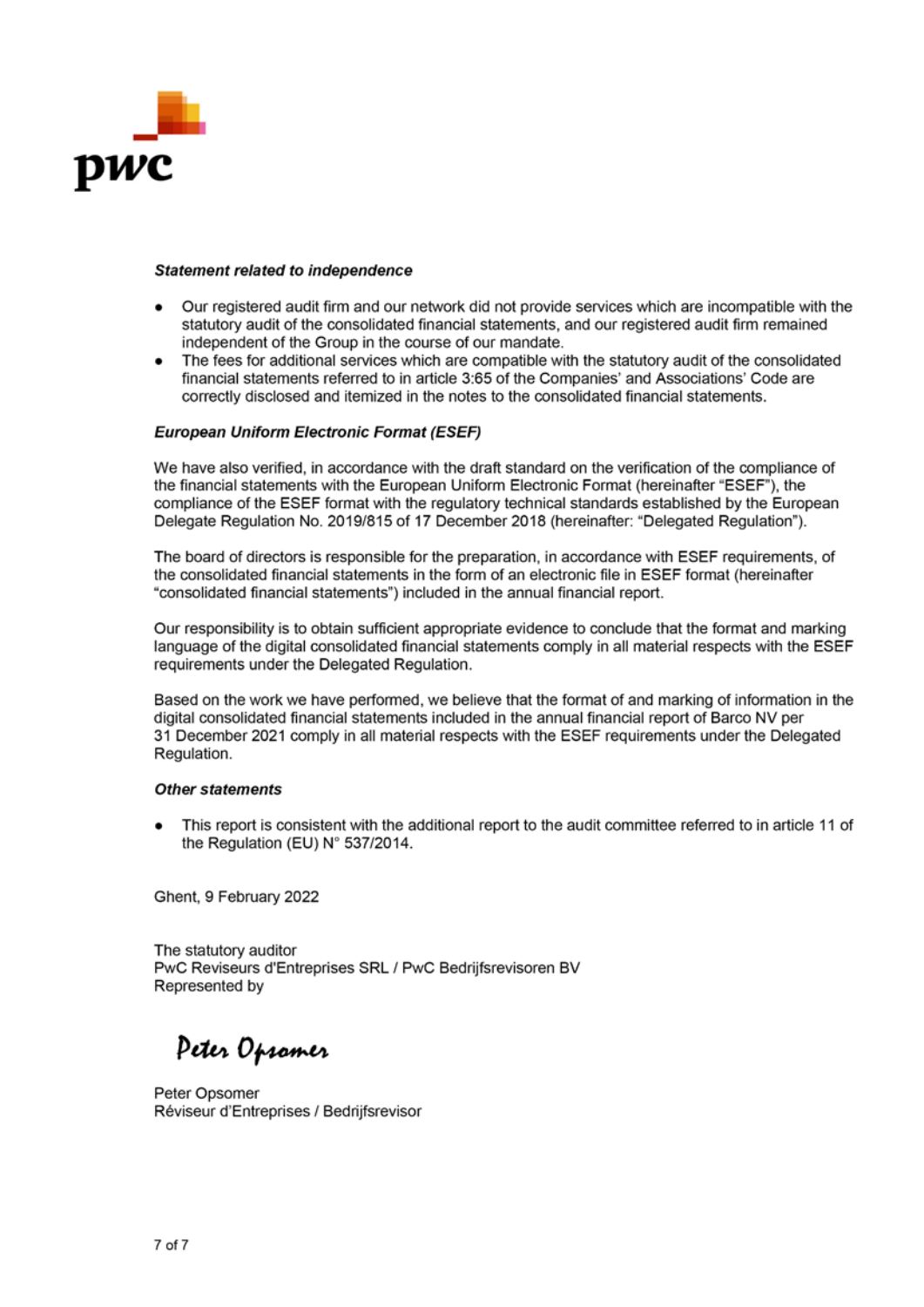***Statement related to independence***

- Our registered audit firm and our network did not provide services which are incompatible with the statutory audit of the consolidated financial statements, and our registered audit firm remained independent of the Group in the course of our mandate.
- The fees for additional services which are compatible with the statutory audit of the consolidated financial statements referred to in article 3:65 of the Companies' and Associations' Code are correctly disclosed and itemized in the notes to the consolidated financial statements.

***European Uniform Electronic Format (ESEF)***

We have also verified, in accordance with the draft standard on the verification of the compliance of the financial statements with the European Uniform Electronic Format (hereinafter "ESEF"), the compliance of the ESEF format with the regulatory technical standards established by the European Delegate Regulation No. 2019/815 of 17 December 2018 (hereinafter: "Delegated Regulation").

The board of directors is responsible for the preparation, in accordance with ESEF requirements, of the consolidated financial statements in the form of an electronic file in ESEF format (hereinafter "consolidated financial statements") included in the annual financial report.

Our responsibility is to obtain sufficient appropriate evidence to conclude that the format and marking language of the digital consolidated financial statements comply in all material respects with the ESEF requirements under the Delegated Regulation.

Based on the work we have performed, we believe that the format of and marking of information in the digital consolidated financial statements included in the annual financial report of Barco NV per 31 December 2021 comply in all material respects with the ESEF requirements under the Delegated Regulation.

***Other statements***

- This report is consistent with the additional report to the audit committee referred to in article 11 of the Regulation (EU) N° 537/2014.

Ghent, 9 February 2022

The statutory auditor
PwC Reviseurs d'Entreprises SRL / PwC Bedrijfsrevisoren BV
Represented by

Peter Opsomer

Peter Opsomer
Réviseur d'Entreprises / Bedrijfsrevisor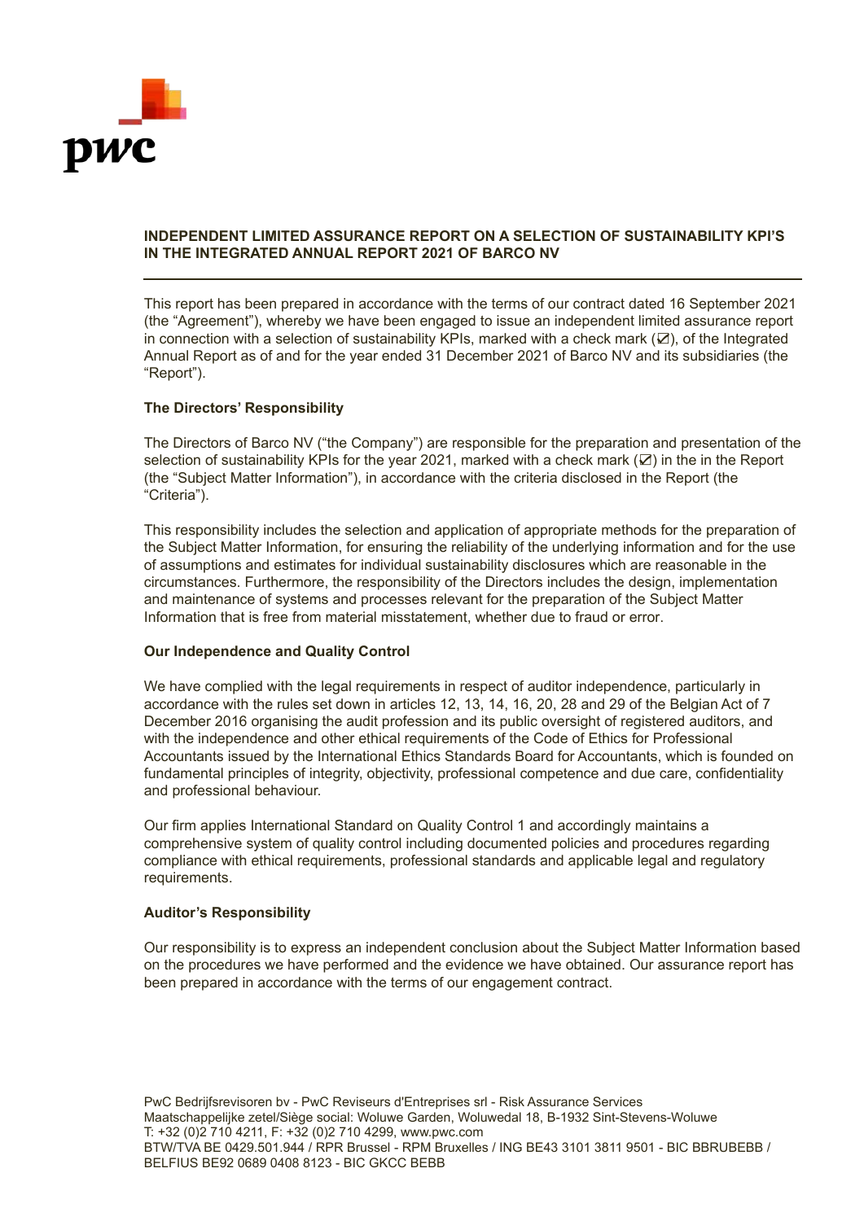## INDEPENDENT LIMITED ASSURANCE REPORT ON A SELECTION OF SUSTAINABILITY KPI'S IN THE INTEGRATED ANNUAL REPORT 2021 OF BARCO NV

This report has been prepared in accordance with the terms of our contract dated 16 September 2021 (the "Agreement"), whereby we have been engaged to issue an independent limited assurance report in connection with a selection of sustainability KPIs, marked with a check mark (☑), of the Integrated Annual Report as of and for the year ended 31 December 2021 of Barco NV and its subsidiaries (the "Report").

### The Directors' Responsibility

The Directors of Barco NV ("the Company") are responsible for the preparation and presentation of the selection of sustainability KPIs for the year 2021, marked with a check mark (☑) in the in the Report (the "Subject Matter Information"), in accordance with the criteria disclosed in the Report (the "Criteria").

This responsibility includes the selection and application of appropriate methods for the preparation of the Subject Matter Information, for ensuring the reliability of the underlying information and for the use of assumptions and estimates for individual sustainability disclosures which are reasonable in the circumstances. Furthermore, the responsibility of the Directors includes the design, implementation and maintenance of systems and processes relevant for the preparation of the Subject Matter Information that is free from material misstatement, whether due to fraud or error.

### Our Independence and Quality Control

We have complied with the legal requirements in respect of auditor independence, particularly in accordance with the rules set down in articles 12, 13, 14, 16, 20, 28 and 29 of the Belgian Act of 7 December 2016 organising the audit profession and its public oversight of registered auditors, and with the independence and other ethical requirements of the Code of Ethics for Professional Accountants issued by the International Ethics Standards Board for Accountants, which is founded on fundamental principles of integrity, objectivity, professional competence and due care, confidentiality and professional behaviour.

Our firm applies International Standard on Quality Control 1 and accordingly maintains a comprehensive system of quality control including documented policies and procedures regarding compliance with ethical requirements, professional standards and applicable legal and regulatory requirements.

### Auditor's Responsibility

Our responsibility is to express an independent conclusion about the Subject Matter Information based on the procedures we have performed and the evidence we have obtained. Our assurance report has been prepared in accordance with the terms of our engagement contract.

PwC Bedrijfsrevisoren bv - PwC Reviseurs d'Entreprises srl - Risk Assurance Services
Maatschappelijke zetel/Siège social: Woluwe Garden, Woluwedal 18, B-1932 Sint-Stevens-Woluwe
T: +32 (0)2 710 4211, F: +32 (0)2 710 4299, www.pwc.com
BTW/TVA BE 0429.501.944 / RPR Brussel - RPM Bruxelles / ING BE43 3101 3811 9501 - BIC BBRUBEBB / BELFIUS BE92 0689 0408 8123 - BIC GKCC BEBB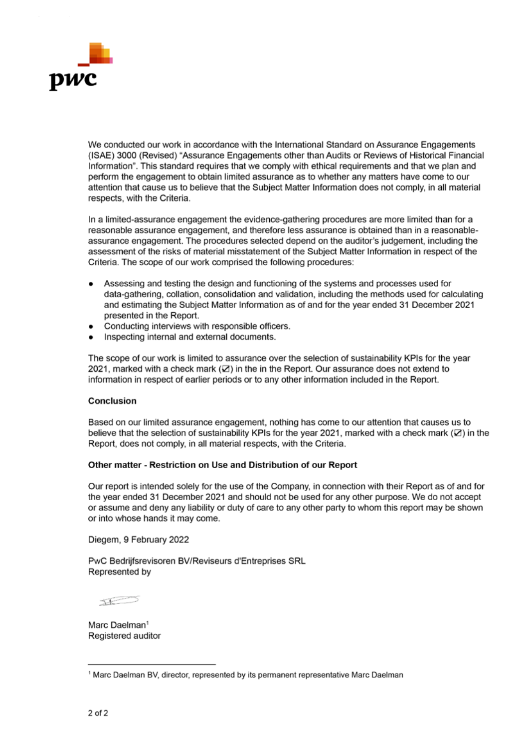We conducted our work in accordance with the International Standard on Assurance Engagements (ISAE) 3000 (Revised) "Assurance Engagements other than Audits or Reviews of Historical Financial Information". This standard requires that we comply with ethical requirements and that we plan and perform the engagement to obtain limited assurance as to whether any matters have come to our attention that cause us to believe that the Subject Matter Information does not comply, in all material respects, with the Criteria.

In a limited-assurance engagement the evidence-gathering procedures are more limited than for a reasonable assurance engagement, and therefore less assurance is obtained than in a reasonable-assurance engagement. The procedures selected depend on the auditor's judgement, including the assessment of the risks of material misstatement of the Subject Matter Information in respect of the Criteria. The scope of our work comprised the following procedures:

- Assessing and testing the design and functioning of the systems and processes used for data-gathering, collation, consolidation and validation, including the methods used for calculating and estimating the Subject Matter Information as of and for the year ended 31 December 2021 presented in the Report.
- Conducting interviews with responsible officers.
- Inspecting internal and external documents.

The scope of our work is limited to assurance over the selection of sustainability KPIs for the year 2021, marked with a check mark (☑) in the in the Report. Our assurance does not extend to information in respect of earlier periods or to any other information included in the Report.

**Conclusion**

Based on our limited assurance engagement, nothing has come to our attention that causes us to believe that the selection of sustainability KPIs for the year 2021, marked with a check mark (☑) in the Report, does not comply, in all material respects, with the Criteria.

**Other matter - Restriction on Use and Distribution of our Report**

Our report is intended solely for the use of the Company, in connection with their Report as of and for the year ended 31 December 2021 and should not be used for any other purpose. We do not accept or assume and deny any liability or duty of care to any other party to whom this report may be shown or into whose hands it may come.

Diegem, 9 February 2022

PwC Bedrijfsrevisoren BV/Reviseurs d'Entreprises SRL
Represented by

Marc Daelman[1]
Registered auditor

[1] Marc Daelman BV, director, represented by its permanent representative Marc Daelman